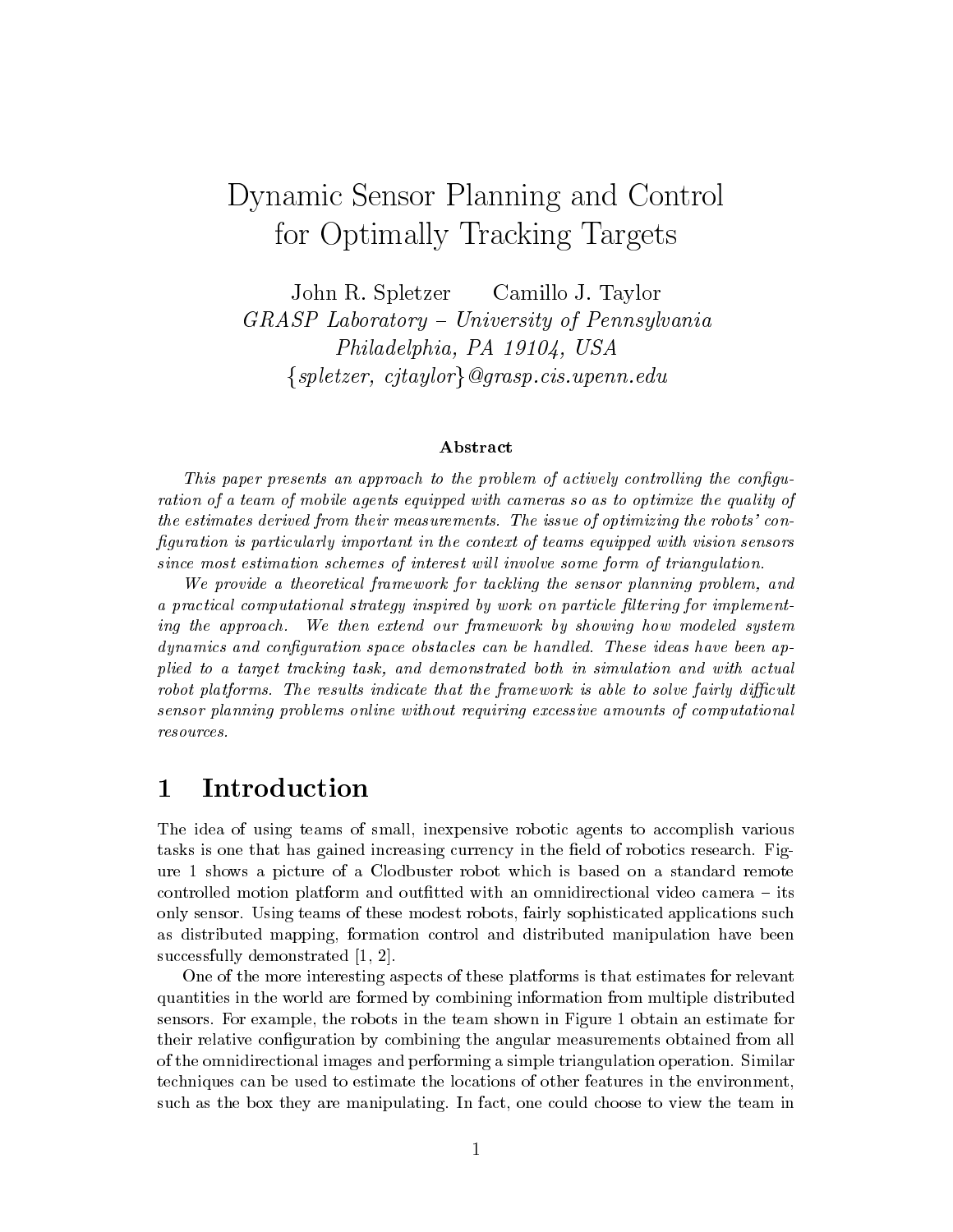# Dynamic Sensor Planning and Control for Optimally Tracking Targets

John R. Spletzer     Camillo J. Taylor

*GRASP Laboratory – University of Pennsylvania*
*Philadelphia, PA 19104, USA*
*{spletzer, cjtaylor}@grasp.cis.upenn.edu*

### Abstract

*This paper presents an approach to the problem of actively controlling the configuration of a team of mobile agents equipped with cameras so as to optimize the quality of the estimates derived from their measurements. The issue of optimizing the robots' configuration is particularly important in the context of teams equipped with vision sensors since most estimation schemes of interest will involve some form of triangulation.*

*We provide a theoretical framework for tackling the sensor planning problem, and a practical computational strategy inspired by work on particle filtering for implementing the approach. We then extend our framework by showing how modeled system dynamics and configuration space obstacles can be handled. These ideas have been applied to a target tracking task, and demonstrated both in simulation and with actual robot platforms. The results indicate that the framework is able to solve fairly difficult sensor planning problems online without requiring excessive amounts of computational resources.*

## 1 Introduction

The idea of using teams of small, inexpensive robotic agents to accomplish various tasks is one that has gained increasing currency in the field of robotics research. Figure 1 shows a picture of a Clodbuster robot which is based on a standard remote controlled motion platform and outfitted with an omnidirectional video camera – its only sensor. Using teams of these modest robots, fairly sophisticated applications such as distributed mapping, formation control and distributed manipulation have been successfully demonstrated [1, 2].

One of the more interesting aspects of these platforms is that estimates for relevant quantities in the world are formed by combining information from multiple distributed sensors. For example, the robots in the team shown in Figure 1 obtain an estimate for their relative configuration by combining the angular measurements obtained from all of the omnidirectional images and performing a simple triangulation operation. Similar techniques can be used to estimate the locations of other features in the environment, such as the box they are manipulating. In fact, one could choose to view the team in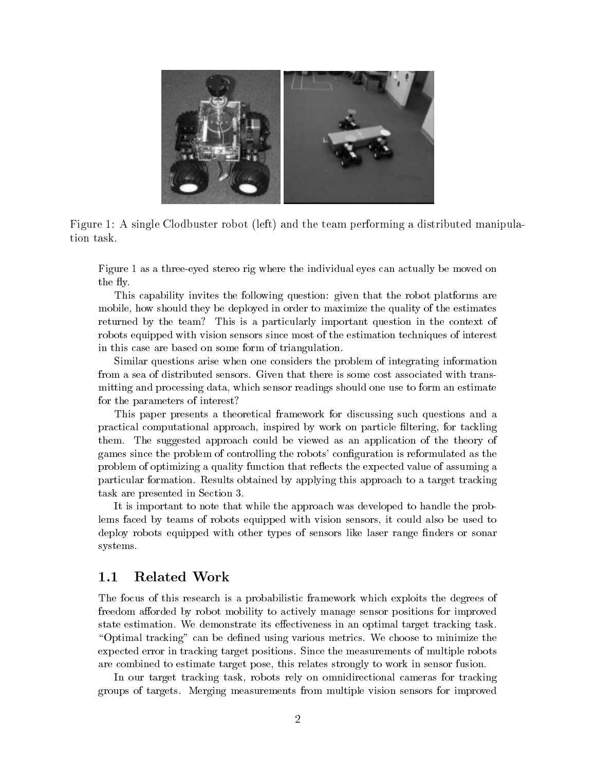Figure 1: A single Clodbuster robot (left) and the team performing a distributed manipulation task.

Figure 1 as a three-eyed stereo rig where the individual eyes can actually be moved on the fly.

This capability invites the following question: given that the robot platforms are mobile, how should they be deployed in order to maximize the quality of the estimates returned by the team? This is a particularly important question in the context of robots equipped with vision sensors since most of the estimation techniques of interest in this case are based on some form of triangulation.

Similar questions arise when one considers the problem of integrating information from a sea of distributed sensors. Given that there is some cost associated with transmitting and processing data, which sensor readings should one use to form an estimate for the parameters of interest?

This paper presents a theoretical framework for discussing such questions and a practical computational approach, inspired by work on particle filtering, for tackling them. The suggested approach could be viewed as an application of the theory of games since the problem of controlling the robots' configuration is reformulated as the problem of optimizing a quality function that reflects the expected value of assuming a particular formation. Results obtained by applying this approach to a target tracking task are presented in Section 3.

It is important to note that while the approach was developed to handle the problems faced by teams of robots equipped with vision sensors, it could also be used to deploy robots equipped with other types of sensors like laser range finders or sonar systems.

## 1.1 Related Work

The focus of this research is a probabilistic framework which exploits the degrees of freedom afforded by robot mobility to actively manage sensor positions for improved state estimation. We demonstrate its effectiveness in an optimal target tracking task. "Optimal tracking" can be defined using various metrics. We choose to minimize the expected error in tracking target positions. Since the measurements of multiple robots are combined to estimate target pose, this relates strongly to work in sensor fusion.

In our target tracking task, robots rely on omnidirectional cameras for tracking groups of targets. Merging measurements from multiple vision sensors for improved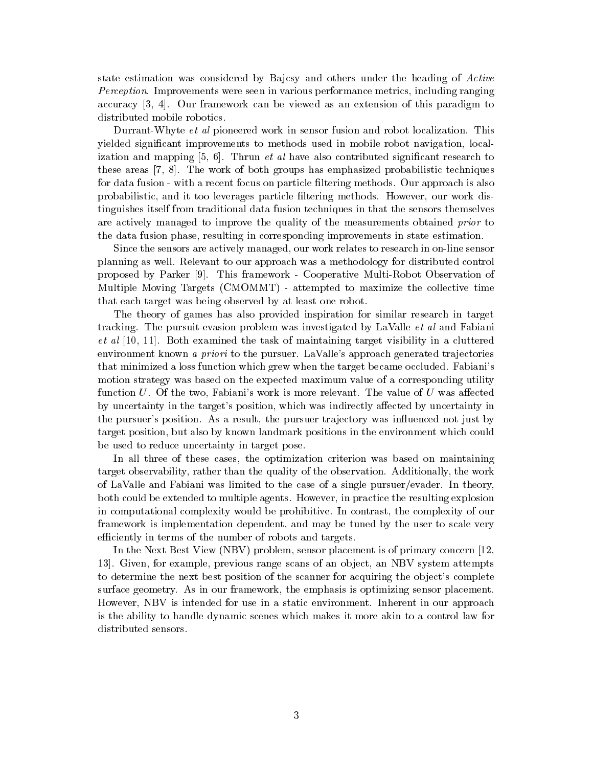state estimation was considered by Bajcsy and others under the heading of *Active Perception*. Improvements were seen in various performance metrics, including ranging accuracy [3, 4]. Our framework can be viewed as an extension of this paradigm to distributed mobile robotics.

Durrant-Whyte *et al* pioneered work in sensor fusion and robot localization. This yielded significant improvements to methods used in mobile robot navigation, localization and mapping [5, 6]. Thrun *et al* have also contributed significant research to these areas [7, 8]. The work of both groups has emphasized probabilistic techniques for data fusion - with a recent focus on particle filtering methods. Our approach is also probabilistic, and it too leverages particle filtering methods. However, our work distinguishes itself from traditional data fusion techniques in that the sensors themselves are actively managed to improve the quality of the measurements obtained *prior* to the data fusion phase, resulting in corresponding improvements in state estimation.

Since the sensors are actively managed, our work relates to research in on-line sensor planning as well. Relevant to our approach was a methodology for distributed control proposed by Parker [9]. This framework - Cooperative Multi-Robot Observation of Multiple Moving Targets (CMOMMT) - attempted to maximize the collective time that each target was being observed by at least one robot.

The theory of games has also provided inspiration for similar research in target tracking. The pursuit-evasion problem was investigated by LaValle *et al* and Fabiani *et al* [10, 11]. Both examined the task of maintaining target visibility in a cluttered environment known *a priori* to the pursuer. LaValle's approach generated trajectories that minimized a loss function which grew when the target became occluded. Fabiani's motion strategy was based on the expected maximum value of a corresponding utility function $U$. Of the two, Fabiani's work is more relevant. The value of $U$ was affected by uncertainty in the target's position, which was indirectly affected by uncertainty in the pursuer's position. As a result, the pursuer trajectory was influenced not just by target position, but also by known landmark positions in the environment which could be used to reduce uncertainty in target pose.

In all three of these cases, the optimization criterion was based on maintaining target observability, rather than the quality of the observation. Additionally, the work of LaValle and Fabiani was limited to the case of a single pursuer/evader. In theory, both could be extended to multiple agents. However, in practice the resulting explosion in computational complexity would be prohibitive. In contrast, the complexity of our framework is implementation dependent, and may be tuned by the user to scale very efficiently in terms of the number of robots and targets.

In the Next Best View (NBV) problem, sensor placement is of primary concern [12, 13]. Given, for example, previous range scans of an object, an NBV system attempts to determine the next best position of the scanner for acquiring the object's complete surface geometry. As in our framework, the emphasis is optimizing sensor placement. However, NBV is intended for use in a static environment. Inherent in our approach is the ability to handle dynamic scenes which makes it more akin to a control law for distributed sensors.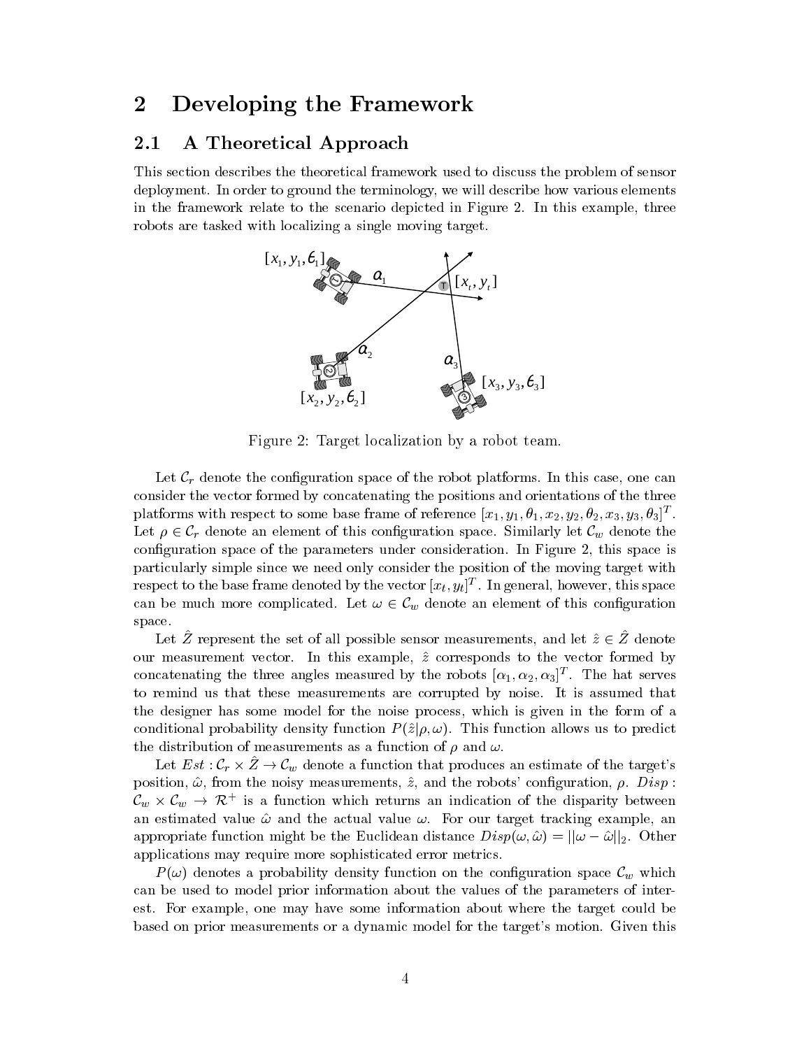## 2 Developing the Framework

### 2.1 A Theoretical Approach

This section describes the theoretical framework used to discuss the problem of sensor deployment. In order to ground the terminology, we will describe how various elements in the framework relate to the scenario depicted in Figure 2. In this example, three robots are tasked with localizing a single moving target.

Figure 2: Target localization by a robot team.

Let $\mathcal{C}_r$ denote the configuration space of the robot platforms. In this case, one can consider the vector formed by concatenating the positions and orientations of the three platforms with respect to some base frame of reference $[x_1, y_1, \theta_1, x_2, y_2, \theta_2, x_3, y_3, \theta_3]^T$. Let $\rho \in \mathcal{C}_r$ denote an element of this configuration space. Similarly let $\mathcal{C}_w$ denote the configuration space of the parameters under consideration. In Figure 2, this space is particularly simple since we need only consider the position of the moving target with respect to the base frame denoted by the vector $[x_t, y_t]^T$. In general, however, this space can be much more complicated. Let $\omega \in \mathcal{C}_w$ denote an element of this configuration space.

Let $\hat{Z}$ represent the set of all possible sensor measurements, and let $\hat{z} \in \hat{Z}$ denote our measurement vector. In this example, $\hat{z}$ corresponds to the vector formed by concatenating the three angles measured by the robots $[\alpha_1, \alpha_2, \alpha_3]^T$. The hat serves to remind us that these measurements are corrupted by noise. It is assumed that the designer has some model for the noise process, which is given in the form of a conditional probability density function $P(\hat{z}|\rho, \omega)$. This function allows us to predict the distribution of measurements as a function of $\rho$ and $\omega$.

Let $Est : \mathcal{C}_r \times \hat{Z} \to \mathcal{C}_w$ denote a function that produces an estimate of the target's position, $\hat{\omega}$, from the noisy measurements, $\hat{z}$, and the robots' configuration, $\rho$. $Disp : \mathcal{C}_w \times \mathcal{C}_w \to \mathcal{R}^+$ is a function which returns an indication of the disparity between an estimated value $\hat{\omega}$ and the actual value $\omega$. For our target tracking example, an appropriate function might be the Euclidean distance $Disp(\omega, \hat{\omega}) = ||\omega - \hat{\omega}||_2$. Other applications may require more sophisticated error metrics.

$P(\omega)$ denotes a probability density function on the configuration space $\mathcal{C}_w$ which can be used to model prior information about the values of the parameters of interest. For example, one may have some information about where the target could be based on prior measurements or a dynamic model for the target's motion. Given this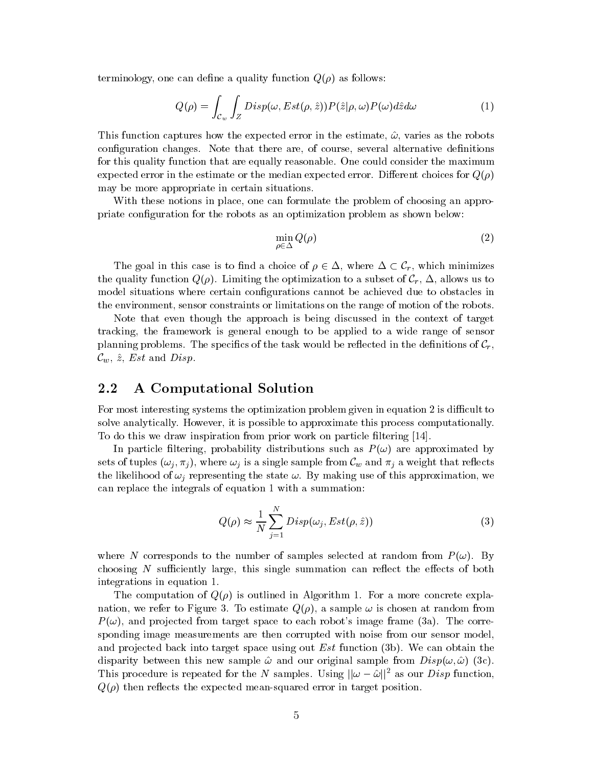terminology, one can define a quality function $Q(\rho)$ as follows:

$$Q(\rho) = \int_{\mathcal{C}_w} \int_{Z} Disp(\omega, Est(\rho, \hat{z})) P(\hat{z}|\rho, \omega) P(\omega) d\hat{z} d\omega \tag{1}$$

This function captures how the expected error in the estimate, $\hat{\omega}$, varies as the robots configuration changes. Note that there are, of course, several alternative definitions for this quality function that are equally reasonable. One could consider the maximum expected error in the estimate or the median expected error. Different choices for $Q(\rho)$ may be more appropriate in certain situations.

With these notions in place, one can formulate the problem of choosing an appropriate configuration for the robots as an optimization problem as shown below:

$$\min_{\rho \in \Delta} Q(\rho) \tag{2}$$

The goal in this case is to find a choice of $\rho \in \Delta$, where $\Delta \subset \mathcal{C}_r$, which minimizes the quality function $Q(\rho)$. Limiting the optimization to a subset of $\mathcal{C}_r$, $\Delta$, allows us to model situations where certain configurations cannot be achieved due to obstacles in the environment, sensor constraints or limitations on the range of motion of the robots.

Note that even though the approach is being discussed in the context of target tracking, the framework is general enough to be applied to a wide range of sensor planning problems. The specifics of the task would be reflected in the definitions of $\mathcal{C}_r$, $\mathcal{C}_w$, $\hat{z}$, $Est$ and $Disp$.

## 2.2 A Computational Solution

For most interesting systems the optimization problem given in equation 2 is difficult to solve analytically. However, it is possible to approximate this process computationally. To do this we draw inspiration from prior work on particle filtering [14].

In particle filtering, probability distributions such as $P(\omega)$ are approximated by sets of tuples $(\omega_j, \pi_j)$, where $\omega_j$ is a single sample from $\mathcal{C}_w$ and $\pi_j$ a weight that reflects the likelihood of $\omega_j$ representing the state $\omega$. By making use of this approximation, we can replace the integrals of equation 1 with a summation:

$$Q(\rho) \approx \frac{1}{N} \sum_{j=1}^{N} Disp(\omega_j, Est(\rho, \hat{z})) \tag{3}$$

where $N$ corresponds to the number of samples selected at random from $P(\omega)$. By choosing $N$ sufficiently large, this single summation can reflect the effects of both integrations in equation 1.

The computation of $Q(\rho)$ is outlined in Algorithm 1. For a more concrete explanation, we refer to Figure 3. To estimate $Q(\rho)$, a sample $\omega$ is chosen at random from $P(\omega)$, and projected from target space to each robot's image frame (3a). The corresponding image measurements are then corrupted with noise from our sensor model, and projected back into target space using out $Est$ function (3b). We can obtain the disparity between this new sample $\hat{\omega}$ and our original sample from $Disp(\omega, \hat{\omega})$ (3c). This procedure is repeated for the $N$ samples. Using $||\omega - \hat{\omega}||^2$ as our $Disp$ function, $Q(\rho)$ then reflects the expected mean-squared error in target position.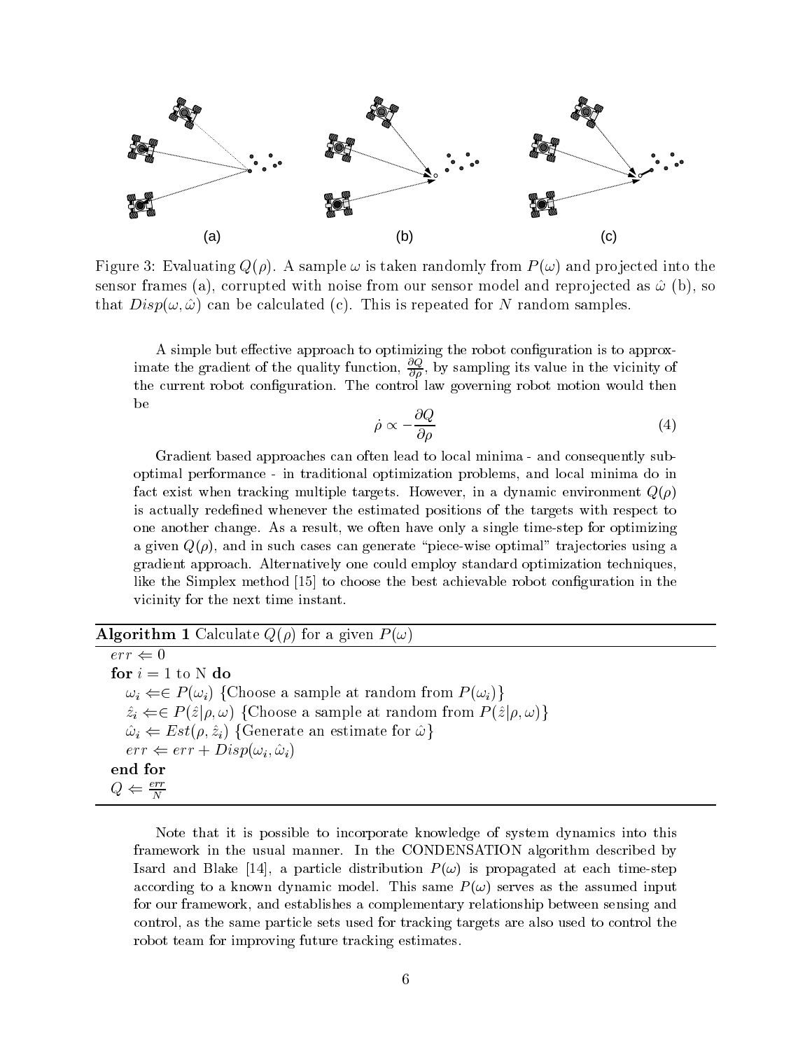Figure 3: Evaluating $Q(\rho)$. A sample $\omega$ is taken randomly from $P(\omega)$ and projected into the sensor frames (a), corrupted with noise from our sensor model and reprojected as $\hat{\omega}$ (b), so that $Disp(\omega, \hat{\omega})$ can be calculated (c). This is repeated for $N$ random samples.

A simple but effective approach to optimizing the robot configuration is to approximate the gradient of the quality function, $\frac{\partial Q}{\partial \rho}$, by sampling its value in the vicinity of the current robot configuration. The control law governing robot motion would then be

$$\dot{\rho} \propto -\frac{\partial Q}{\partial \rho} \tag{4}$$

Gradient based approaches can often lead to local minima - and consequently sub-optimal performance - in traditional optimization problems, and local minima do in fact exist when tracking multiple targets. However, in a dynamic environment $Q(\rho)$ is actually redefined whenever the estimated positions of the targets with respect to one another change. As a result, we often have only a single time-step for optimizing a given $Q(\rho)$, and in such cases can generate "piece-wise optimal" trajectories using a gradient approach. Alternatively one could employ standard optimization techniques, like the Simplex method [15] to choose the best achievable robot configuration in the vicinity for the next time instant.

**Algorithm 1** Calculate $Q(\rho)$ for a given $P(\omega)$

$err \Leftarrow 0$
**for** $i = 1$ to N **do**
  $\omega_i \Leftarrow\in P(\omega_i)$ {Choose a sample at random from $P(\omega_i)$}
  $\hat{z}_i \Leftarrow\in P(\hat{z}|\rho, \omega)$ {Choose a sample at random from $P(\hat{z}|\rho, \omega)$}
  $\hat{\omega}_i \Leftarrow Est(\rho, \hat{z}_i)$ {Generate an estimate for $\hat{\omega}$}
  $err \Leftarrow err + Disp(\omega_i, \hat{\omega}_i)$
**end for**
$Q \Leftarrow \frac{err}{N}$

Note that it is possible to incorporate knowledge of system dynamics into this framework in the usual manner. In the CONDENSATION algorithm described by Isard and Blake [14], a particle distribution $P(\omega)$ is propagated at each time-step according to a known dynamic model. This same $P(\omega)$ serves as the assumed input for our framework, and establishes a complementary relationship between sensing and control, as the same particle sets used for tracking targets are also used to control the robot team for improving future tracking estimates.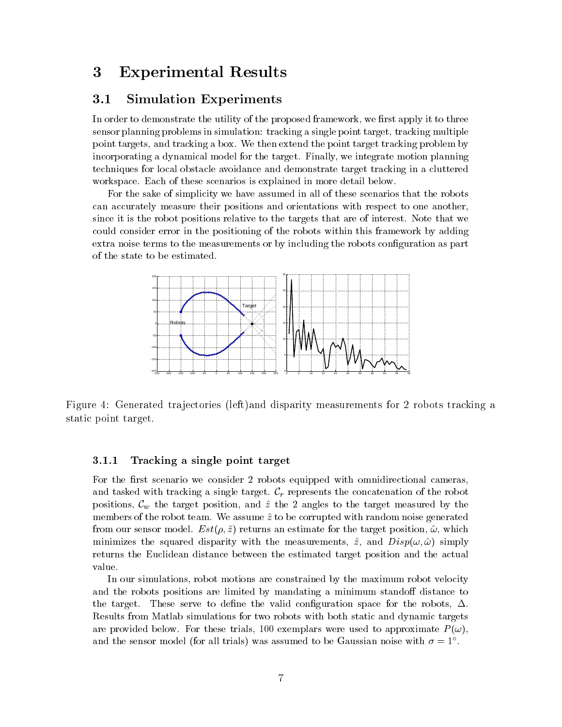# 3 Experimental Results

## 3.1 Simulation Experiments

In order to demonstrate the utility of the proposed framework, we first apply it to three sensor planning problems in simulation: tracking a single point target, tracking multiple point targets, and tracking a box. We then extend the point target tracking problem by incorporating a dynamical model for the target. Finally, we integrate motion planning techniques for local obstacle avoidance and demonstrate target tracking in a cluttered workspace. Each of these scenarios is explained in more detail below.

For the sake of simplicity we have assumed in all of these scenarios that the robots can accurately measure their positions and orientations with respect to one another, since it is the robot positions relative to the targets that are of interest. Note that we could consider error in the positioning of the robots within this framework by adding extra noise terms to the measurements or by including the robots configuration as part of the state to be estimated.

Figure 4: Generated trajectories (left)and disparity measurements for 2 robots tracking a static point target.

### 3.1.1 Tracking a single point target

For the first scenario we consider 2 robots equipped with omnidirectional cameras, and tasked with tracking a single target. $\mathcal{C}_r$ represents the concatenation of the robot positions, $\mathcal{C}_w$ the target position, and $\hat{z}$ the 2 angles to the target measured by the members of the robot team. We assume $\hat{z}$ to be corrupted with random noise generated from our sensor model. $Est(\rho, \hat{z})$ returns an estimate for the target position, $\hat{\omega}$, which minimizes the squared disparity with the measurements, $\hat{z}$, and $Disp(\omega, \hat{\omega})$ simply returns the Euclidean distance between the estimated target position and the actual value.

In our simulations, robot motions are constrained by the maximum robot velocity and the robots positions are limited by mandating a minimum standoff distance to the target. These serve to define the valid configuration space for the robots, $\Delta$. Results from Matlab simulations for two robots with both static and dynamic targets are provided below. For these trials, 100 exemplars were used to approximate $P(\omega)$, and the sensor model (for all trials) was assumed to be Gaussian noise with $\sigma = 1^{\circ}$.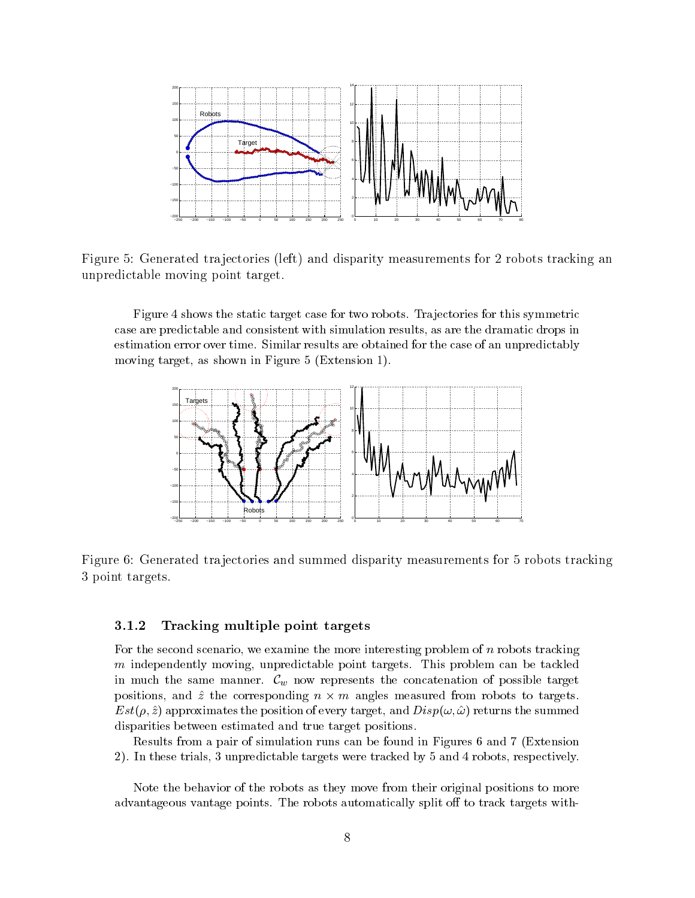Figure 5: Generated trajectories (left) and disparity measurements for 2 robots tracking an unpredictable moving point target.

Figure 4 shows the static target case for two robots. Trajectories for this symmetric case are predictable and consistent with simulation results, as are the dramatic drops in estimation error over time. Similar results are obtained for the case of an unpredictably moving target, as shown in Figure 5 (Extension 1).

Figure 6: Generated trajectories and summed disparity measurements for 5 robots tracking 3 point targets.

### 3.1.2 Tracking multiple point targets

For the second scenario, we examine the more interesting problem of $n$ robots tracking $m$ independently moving, unpredictable point targets. This problem can be tackled in much the same manner. $\mathcal{C}_w$ now represents the concatenation of possible target positions, and $\hat{z}$ the corresponding $n \times m$ angles measured from robots to targets. $Est(\rho, \hat{z})$ approximates the position of every target, and $Disp(\omega, \hat{\omega})$ returns the summed disparities between estimated and true target positions.

Results from a pair of simulation runs can be found in Figures 6 and 7 (Extension 2). In these trials, 3 unpredictable targets were tracked by 5 and 4 robots, respectively.

Note the behavior of the robots as they move from their original positions to more advantageous vantage points. The robots automatically split off to track targets with-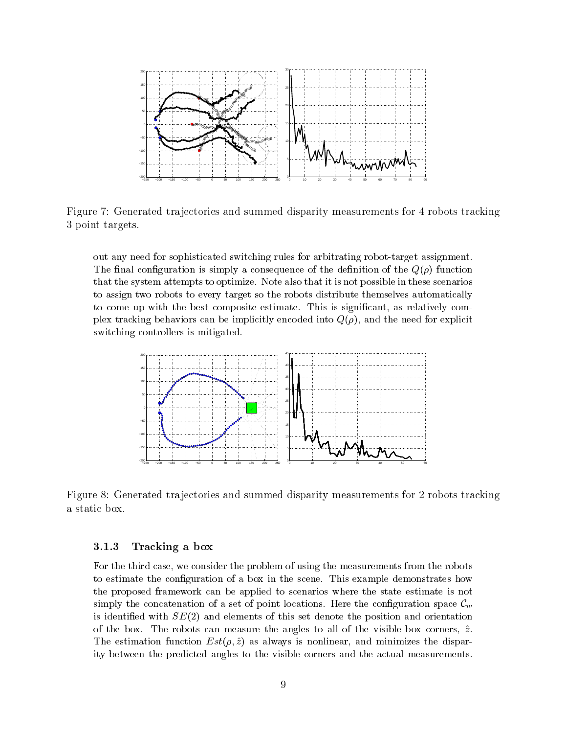Figure 7: Generated trajectories and summed disparity measurements for 4 robots tracking 3 point targets.

out any need for sophisticated switching rules for arbitrating robot-target assignment. The final configuration is simply a consequence of the definition of the $Q(\rho)$ function that the system attempts to optimize. Note also that it is not possible in these scenarios to assign two robots to every target so the robots distribute themselves automatically to come up with the best composite estimate. This is significant, as relatively complex tracking behaviors can be implicitly encoded into $Q(\rho)$, and the need for explicit switching controllers is mitigated.

Figure 8: Generated trajectories and summed disparity measurements for 2 robots tracking a static box.

### 3.1.3 Tracking a box

For the third case, we consider the problem of using the measurements from the robots to estimate the configuration of a box in the scene. This example demonstrates how the proposed framework can be applied to scenarios where the state estimate is not simply the concatenation of a set of point locations. Here the configuration space $\mathcal{C}_w$ is identified with $SE(2)$ and elements of this set denote the position and orientation of the box. The robots can measure the angles to all of the visible box corners, $\hat{z}$. The estimation function $Est(\rho, \hat{z})$ as always is nonlinear, and minimizes the disparity between the predicted angles to the visible corners and the actual measurements.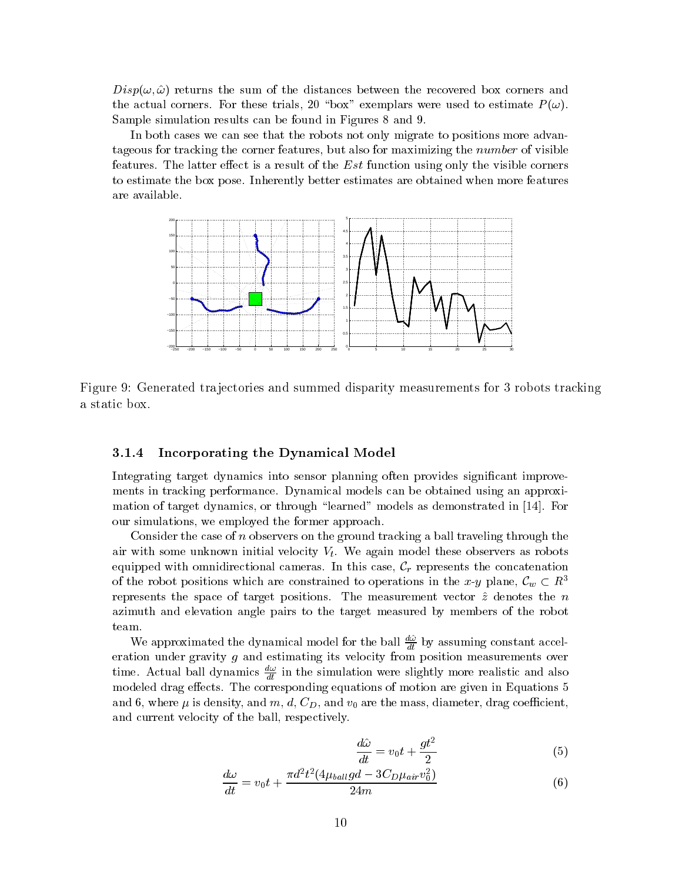$Disp(\omega, \hat{\omega})$ returns the sum of the distances between the recovered box corners and the actual corners. For these trials, 20 "box" exemplars were used to estimate $P(\omega)$. Sample simulation results can be found in Figures 8 and 9.

In both cases we can see that the robots not only migrate to positions more advantageous for tracking the corner features, but also for maximizing the *number* of visible features. The latter effect is a result of the *Est* function using only the visible corners to estimate the box pose. Inherently better estimates are obtained when more features are available.

Figure 9: Generated trajectories and summed disparity measurements for 3 robots tracking a static box.

### 3.1.4 Incorporating the Dynamical Model

Integrating target dynamics into sensor planning often provides significant improvements in tracking performance. Dynamical models can be obtained using an approximation of target dynamics, or through "learned" models as demonstrated in [14]. For our simulations, we employed the former approach.

Consider the case of $n$ observers on the ground tracking a ball traveling through the air with some unknown initial velocity $V_t$. We again model these observers as robots equipped with omnidirectional cameras. In this case, $\mathcal{C}_r$ represents the concatenation of the robot positions which are constrained to operations in the $x$-$y$ plane, $\mathcal{C}_w \subset R^3$ represents the space of target positions. The measurement vector $\hat{z}$ denotes the $n$ azimuth and elevation angle pairs to the target measured by members of the robot team.

We approximated the dynamical model for the ball $\frac{d\hat{\omega}}{dt}$ by assuming constant acceleration under gravity $g$ and estimating its velocity from position measurements over time. Actual ball dynamics $\frac{d\omega}{dt}$ in the simulation were slightly more realistic and also modeled drag effects. The corresponding equations of motion are given in Equations 5 and 6, where $\mu$ is density, and $m$, $d$, $C_D$, and $v_0$ are the mass, diameter, drag coefficient, and current velocity of the ball, respectively.

$$\frac{d\hat{\omega}}{dt} = v_0 t + \frac{g t^2}{2} \tag{5}$$

$$\frac{d\omega}{dt} = v_0 t + \frac{\pi d^2 t^2 (4\mu_{ball} g d - 3 C_D \mu_{air} v_0^2)}{24 m} \tag{6}$$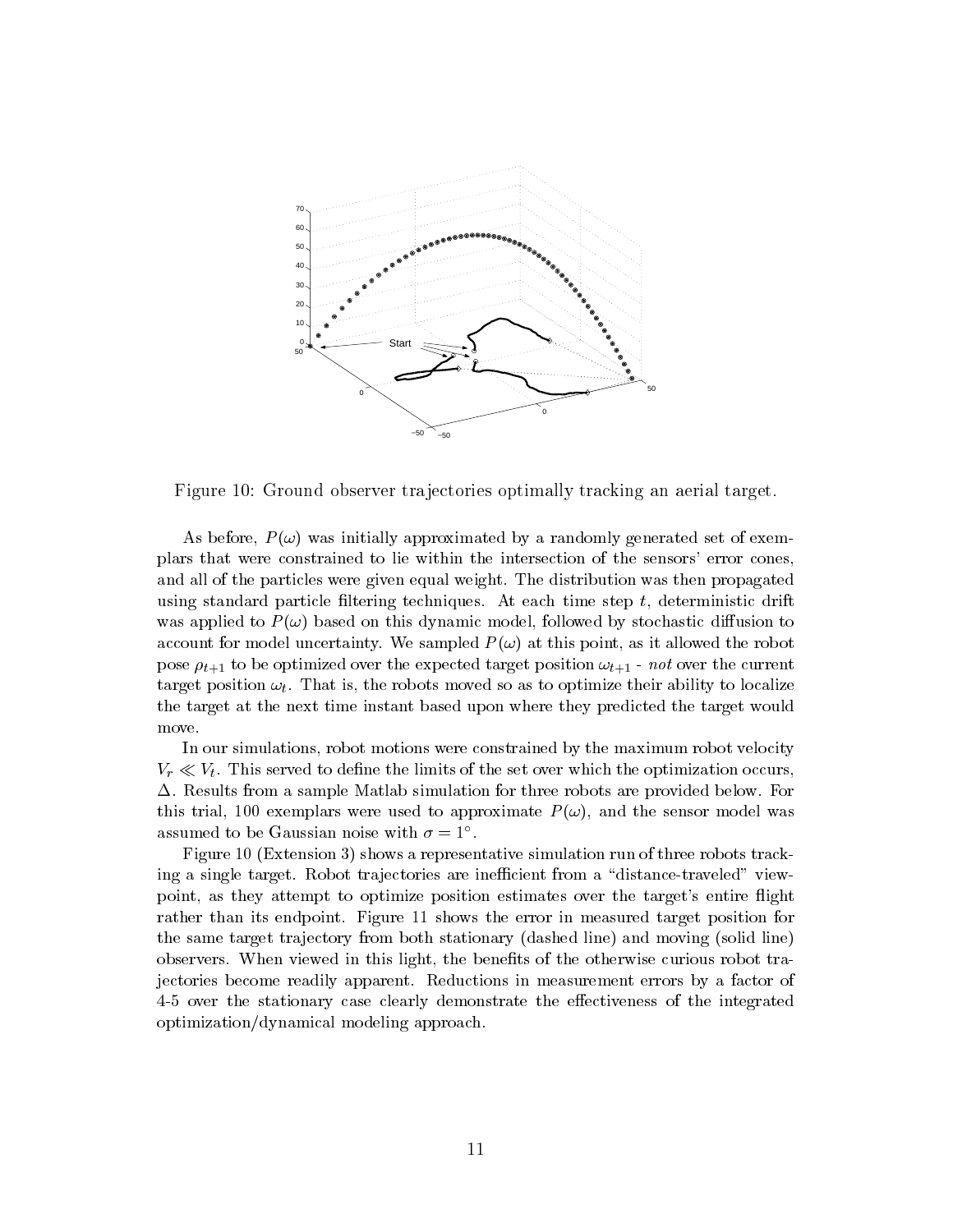Figure 10: Ground observer trajectories optimally tracking an aerial target.

As before, $P(\omega)$ was initially approximated by a randomly generated set of exemplars that were constrained to lie within the intersection of the sensors' error cones, and all of the particles were given equal weight. The distribution was then propagated using standard particle filtering techniques. At each time step $t$, deterministic drift was applied to $P(\omega)$ based on this dynamic model, followed by stochastic diffusion to account for model uncertainty. We sampled $P(\omega)$ at this point, as it allowed the robot pose $\rho_{t+1}$ to be optimized over the expected target position $\omega_{t+1}$ - *not* over the current target position $\omega_t$. That is, the robots moved so as to optimize their ability to localize the target at the next time instant based upon where they predicted the target would move.

In our simulations, robot motions were constrained by the maximum robot velocity $V_r \ll V_t$. This served to define the limits of the set over which the optimization occurs, $\Delta$. Results from a sample Matlab simulation for three robots are provided below. For this trial, 100 exemplars were used to approximate $P(\omega)$, and the sensor model was assumed to be Gaussian noise with $\sigma = 1^\circ$.

Figure 10 (Extension 3) shows a representative simulation run of three robots tracking a single target. Robot trajectories are inefficient from a "distance-traveled" viewpoint, as they attempt to optimize position estimates over the target's entire flight rather than its endpoint. Figure 11 shows the error in measured target position for the same target trajectory from both stationary (dashed line) and moving (solid line) observers. When viewed in this light, the benefits of the otherwise curious robot trajectories become readily apparent. Reductions in measurement errors by a factor of 4-5 over the stationary case clearly demonstrate the effectiveness of the integrated optimization/dynamical modeling approach.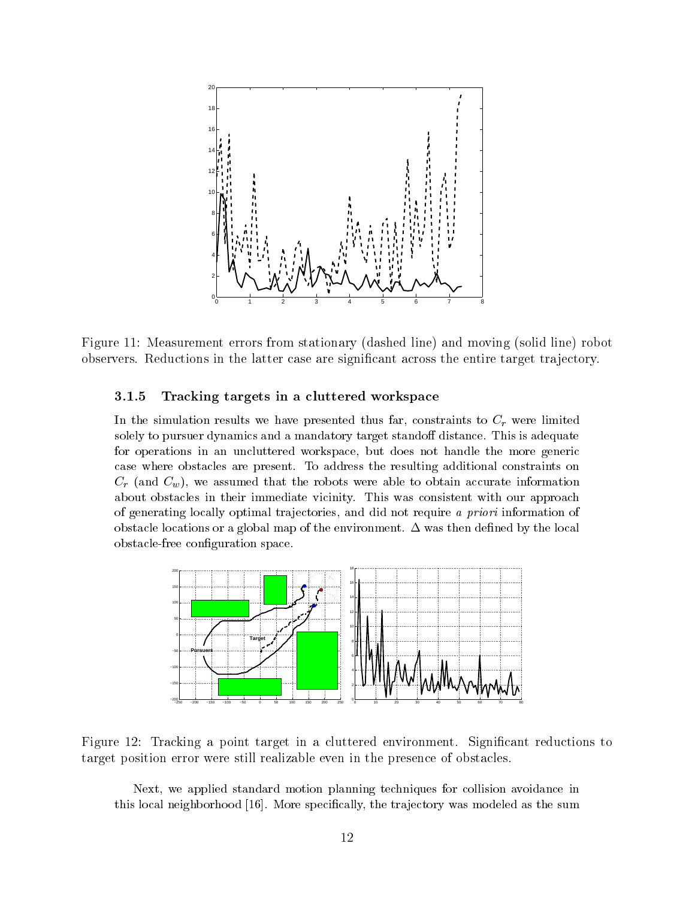Figure 11: Measurement errors from stationary (dashed line) and moving (solid line) robot observers. Reductions in the latter case are significant across the entire target trajectory.

### 3.1.5 Tracking targets in a cluttered workspace

In the simulation results we have presented thus far, constraints to $C_r$ were limited solely to pursuer dynamics and a mandatory target standoff distance. This is adequate for operations in an uncluttered workspace, but does not handle the more generic case where obstacles are present. To address the resulting additional constraints on $C_r$ (and $C_w$), we assumed that the robots were able to obtain accurate information about obstacles in their immediate vicinity. This was consistent with our approach of generating locally optimal trajectories, and did not require *a priori* information of obstacle locations or a global map of the environment. $\Delta$ was then defined by the local obstacle-free configuration space.

Figure 12: Tracking a point target in a cluttered environment. Significant reductions to target position error were still realizable even in the presence of obstacles.

Next, we applied standard motion planning techniques for collision avoidance in this local neighborhood [16]. More specifically, the trajectory was modeled as the sum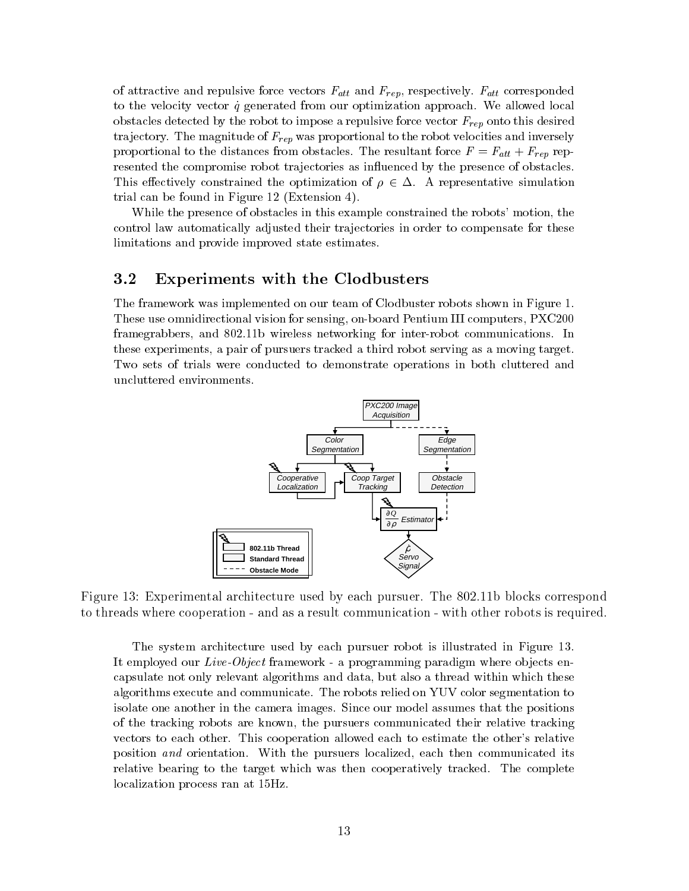of attractive and repulsive force vectors $F_{att}$ and $F_{rep}$, respectively. $F_{att}$ corresponded to the velocity vector $\dot{q}$ generated from our optimization approach. We allowed local obstacles detected by the robot to impose a repulsive force vector $F_{rep}$ onto this desired trajectory. The magnitude of $F_{rep}$ was proportional to the robot velocities and inversely proportional to the distances from obstacles. The resultant force $F = F_{att} + F_{rep}$ represented the compromise robot trajectories as influenced by the presence of obstacles. This effectively constrained the optimization of $\rho \in \Delta$. A representative simulation trial can be found in Figure 12 (Extension 4).

While the presence of obstacles in this example constrained the robots' motion, the control law automatically adjusted their trajectories in order to compensate for these limitations and provide improved state estimates.

## 3.2 Experiments with the Clodbusters

The framework was implemented on our team of Clodbuster robots shown in Figure 1. These use omnidirectional vision for sensing, on-board Pentium III computers, PXC200 framegrabbers, and 802.11b wireless networking for inter-robot communications. In these experiments, a pair of pursuers tracked a third robot serving as a moving target. Two sets of trials were conducted to demonstrate operations in both cluttered and uncluttered environments.

Figure 13: Experimental architecture used by each pursuer. The 802.11b blocks correspond to threads where cooperation - and as a result communication - with other robots is required.

The system architecture used by each pursuer robot is illustrated in Figure 13. It employed our *Live-Object* framework - a programming paradigm where objects encapsulate not only relevant algorithms and data, but also a thread within which these algorithms execute and communicate. The robots relied on YUV color segmentation to isolate one another in the camera images. Since our model assumes that the positions of the tracking robots are known, the pursuers communicated their relative tracking vectors to each other. This cooperation allowed each to estimate the other's relative position *and* orientation. With the pursuers localized, each then communicated its relative bearing to the target which was then cooperatively tracked. The complete localization process ran at 15Hz.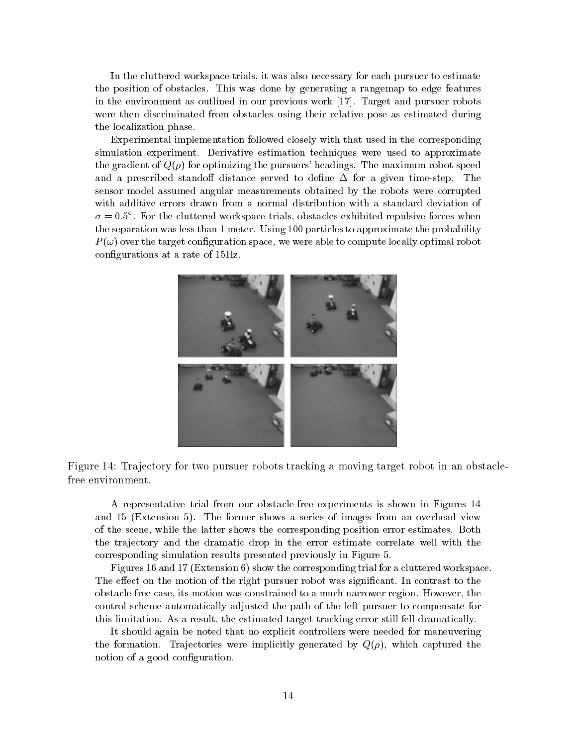In the cluttered workspace trials, it was also necessary for each pursuer to estimate the position of obstacles. This was done by generating a rangemap to edge features in the environment as outlined in our previous work [17]. Target and pursuer robots were then discriminated from obstacles using their relative pose as estimated during the localization phase.

Experimental implementation followed closely with that used in the corresponding simulation experiment. Derivative estimation techniques were used to approximate the gradient of $Q(\rho)$ for optimizing the pursuers' headings. The maximum robot speed and a prescribed standoff distance served to define $\Delta$ for a given time-step. The sensor model assumed angular measurements obtained by the robots were corrupted with additive errors drawn from a normal distribution with a standard deviation of $\sigma = 0.5°$. For the cluttered workspace trials, obstacles exhibited repulsive forces when the separation was less than 1 meter. Using 100 particles to approximate the probability $P(\omega)$ over the target configuration space, we were able to compute locally optimal robot configurations at a rate of 15Hz.

Figure 14: Trajectory for two pursuer robots tracking a moving target robot in an obstacle-free environment.

A representative trial from our obstacle-free experiments is shown in Figures 14 and 15 (Extension 5). The former shows a series of images from an overhead view of the scene, while the latter shows the corresponding position error estimates. Both the trajectory and the dramatic drop in the error estimate correlate well with the corresponding simulation results presented previously in Figure 5.

Figures 16 and 17 (Extension 6) show the corresponding trial for a cluttered workspace. The effect on the motion of the right pursuer robot was significant. In contrast to the obstacle-free case, its motion was constrained to a much narrower region. However, the control scheme automatically adjusted the path of the left pursuer to compensate for this limitation. As a result, the estimated target tracking error still fell dramatically.

It should again be noted that no explicit controllers were needed for maneuvering the formation. Trajectories were implicitly generated by $Q(\rho)$, which captured the notion of a good configuration.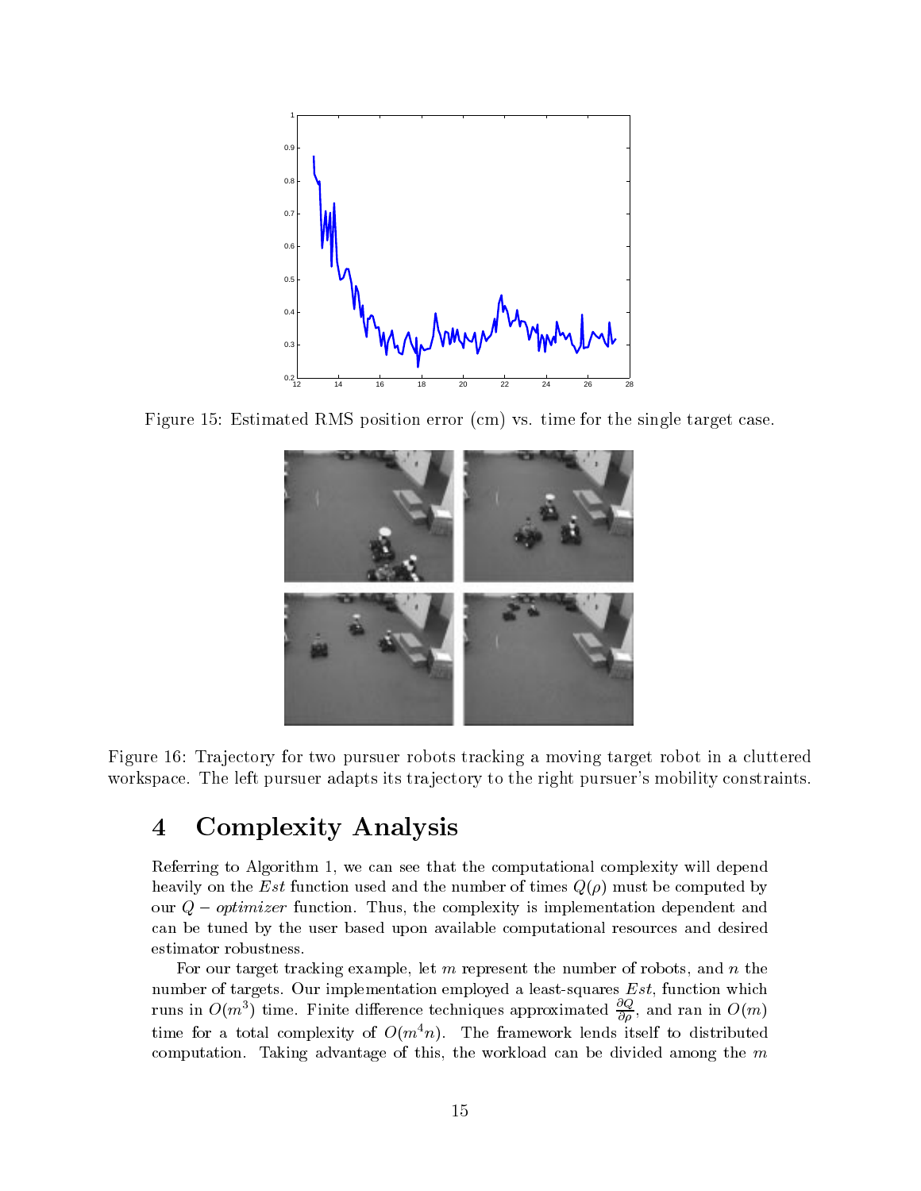Figure 15: Estimated RMS position error (cm) vs. time for the single target case.

Figure 16: Trajectory for two pursuer robots tracking a moving target robot in a cluttered workspace. The left pursuer adapts its trajectory to the right pursuer's mobility constraints.

# 4 Complexity Analysis

Referring to Algorithm 1, we can see that the computational complexity will depend heavily on the *Est* function used and the number of times $Q(\rho)$ must be computed by our $Q-optimizer$ function. Thus, the complexity is implementation dependent and can be tuned by the user based upon available computational resources and desired estimator robustness.

For our target tracking example, let $m$ represent the number of robots, and $n$ the number of targets. Our implementation employed a least-squares *Est*, function which runs in $O(m^3)$ time. Finite difference techniques approximated $\frac{\partial Q}{\partial \rho}$, and ran in $O(m)$ time for a total complexity of $O(m^4 n)$. The framework lends itself to distributed computation. Taking advantage of this, the workload can be divided among the $m$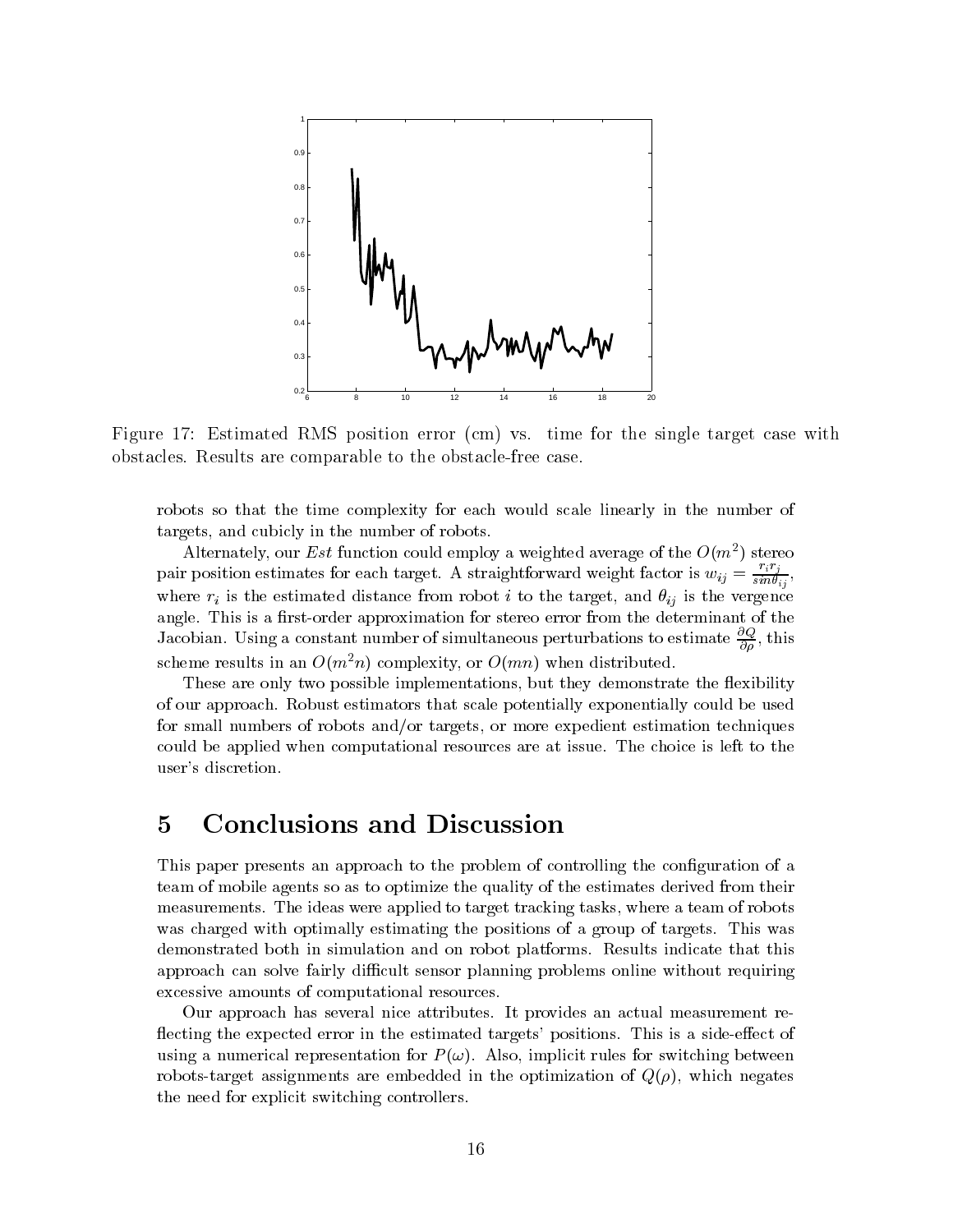Figure 17: Estimated RMS position error (cm) vs. time for the single target case with obstacles. Results are comparable to the obstacle-free case.

robots so that the time complexity for each would scale linearly in the number of targets, and cubicly in the number of robots.

Alternately, our *Est* function could employ a weighted average of the $O(m^2)$ stereo pair position estimates for each target. A straightforward weight factor is $w_{ij} = \frac{r_i r_j}{sin\theta_{ij}}$, where $r_i$ is the estimated distance from robot $i$ to the target, and $\theta_{ij}$ is the vergence angle. This is a first-order approximation for stereo error from the determinant of the Jacobian. Using a constant number of simultaneous perturbations to estimate $\frac{\partial Q}{\partial \rho}$, this scheme results in an $O(m^2 n)$ complexity, or $O(mn)$ when distributed.

These are only two possible implementations, but they demonstrate the flexibility of our approach. Robust estimators that scale potentially exponentially could be used for small numbers of robots and/or targets, or more expedient estimation techniques could be applied when computational resources are at issue. The choice is left to the user's discretion.

# 5 Conclusions and Discussion

This paper presents an approach to the problem of controlling the configuration of a team of mobile agents so as to optimize the quality of the estimates derived from their measurements. The ideas were applied to target tracking tasks, where a team of robots was charged with optimally estimating the positions of a group of targets. This was demonstrated both in simulation and on robot platforms. Results indicate that this approach can solve fairly difficult sensor planning problems online without requiring excessive amounts of computational resources.

Our approach has several nice attributes. It provides an actual measurement reflecting the expected error in the estimated targets' positions. This is a side-effect of using a numerical representation for $P(\omega)$. Also, implicit rules for switching between robots-target assignments are embedded in the optimization of $Q(\rho)$, which negates the need for explicit switching controllers.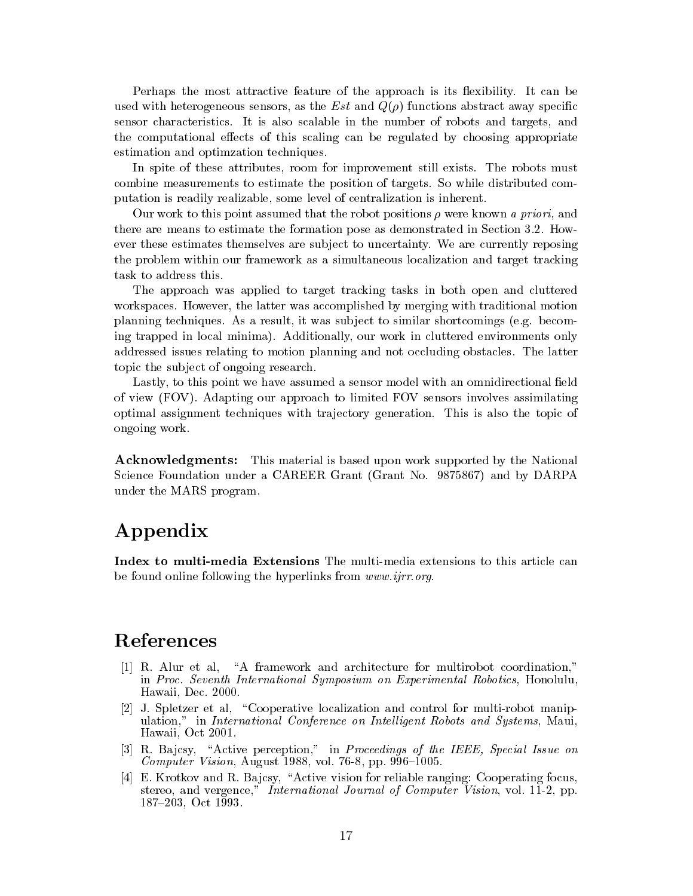Perhaps the most attractive feature of the approach is its flexibility. It can be used with heterogeneous sensors, as the $Est$ and $Q(\rho)$ functions abstract away specific sensor characteristics. It is also scalable in the number of robots and targets, and the computational effects of this scaling can be regulated by choosing appropriate estimation and optimzation techniques.

In spite of these attributes, room for improvement still exists. The robots must combine measurements to estimate the position of targets. So while distributed computation is readily realizable, some level of centralization is inherent.

Our work to this point assumed that the robot positions $\rho$ were known *a priori*, and there are means to estimate the formation pose as demonstrated in Section 3.2. However these estimates themselves are subject to uncertainty. We are currently reposing the problem within our framework as a simultaneous localization and target tracking task to address this.

The approach was applied to target tracking tasks in both open and cluttered workspaces. However, the latter was accomplished by merging with traditional motion planning techniques. As a result, it was subject to similar shortcomings (e.g. becoming trapped in local minima). Additionally, our work in cluttered environments only addressed issues relating to motion planning and not occluding obstacles. The latter topic the subject of ongoing research.

Lastly, to this point we have assumed a sensor model with an omnidirectional field of view (FOV). Adapting our approach to limited FOV sensors involves assimilating optimal assignment techniques with trajectory generation. This is also the topic of ongoing work.

**Acknowledgments:** This material is based upon work supported by the National Science Foundation under a CAREER Grant (Grant No. 9875867) and by DARPA under the MARS program.

# Appendix

**Index to multi-media Extensions** The multi-media extensions to this article can be found online following the hyperlinks from *www.ijrr.org*.

# References

[1] R. Alur et al, "A framework and architecture for multirobot coordination," in *Proc. Seventh International Symposium on Experimental Robotics*, Honolulu, Hawaii, Dec. 2000.

[2] J. Spletzer et al, "Cooperative localization and control for multi-robot manipulation," in *International Conference on Intelligent Robots and Systems*, Maui, Hawaii, Oct 2001.

[3] R. Bajcsy, "Active perception," in *Proceedings of the IEEE, Special Issue on Computer Vision*, August 1988, vol. 76-8, pp. 996–1005.

[4] E. Krotkov and R. Bajcsy, "Active vision for reliable ranging: Cooperating focus, stereo, and vergence," *International Journal of Computer Vision*, vol. 11-2, pp. 187–203, Oct 1993.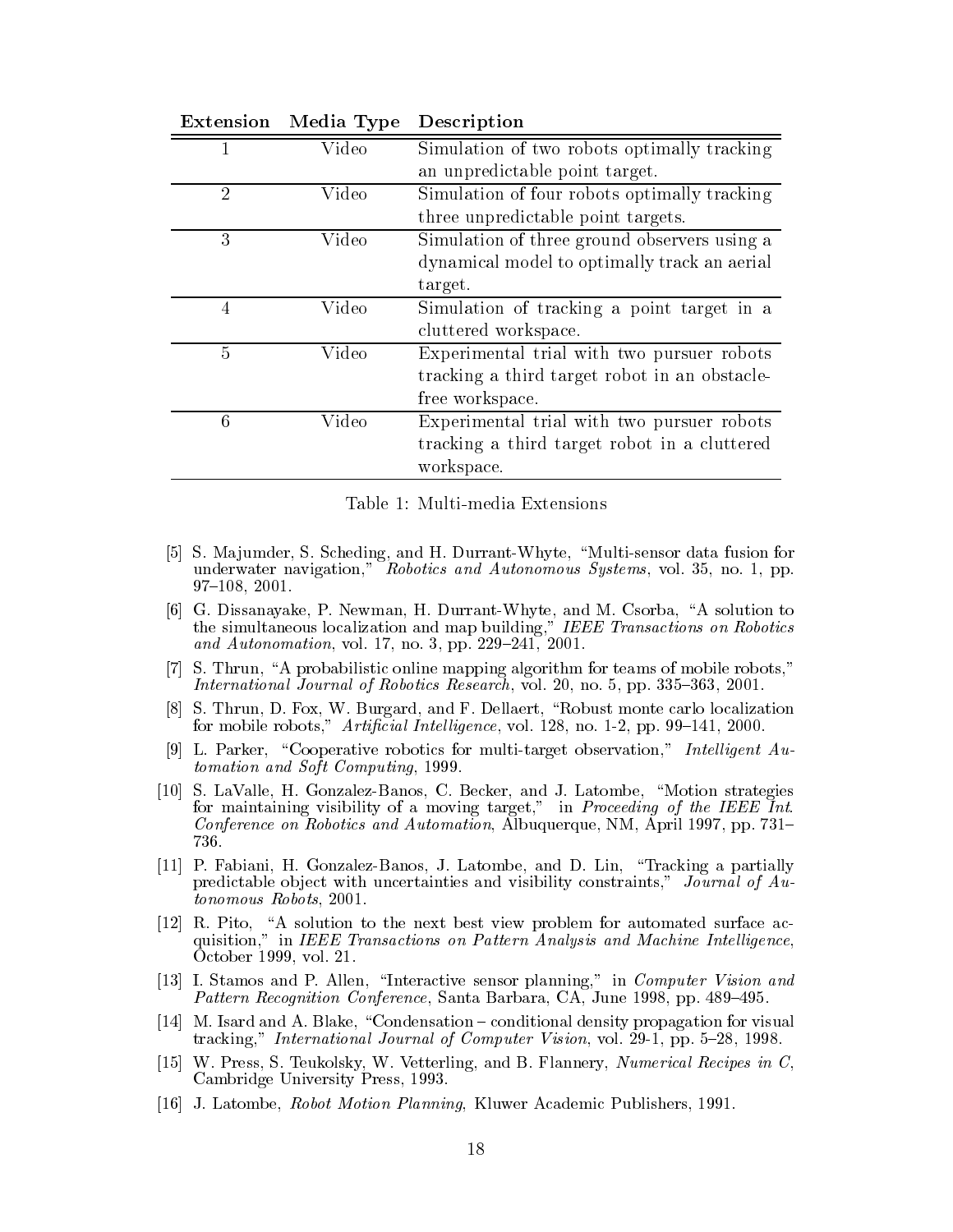| Extension | Media Type | Description |
|---|---|---|
| 1 | Video | Simulation of two robots optimally tracking an unpredictable point target. |
| 2 | Video | Simulation of four robots optimally tracking three unpredictable point targets. |
| 3 | Video | Simulation of three ground observers using a dynamical model to optimally track an aerial target. |
| 4 | Video | Simulation of tracking a point target in a cluttered workspace. |
| 5 | Video | Experimental trial with two pursuer robots tracking a third target robot in an obstacle-free workspace. |
| 6 | Video | Experimental trial with two pursuer robots tracking a third target robot in a cluttered workspace. |

Table 1: Multi-media Extensions

[5] S. Majumder, S. Scheding, and H. Durrant-Whyte, "Multi-sensor data fusion for underwater navigation," *Robotics and Autonomous Systems*, vol. 35, no. 1, pp. 97–108, 2001.

[6] G. Dissanayake, P. Newman, H. Durrant-Whyte, and M. Csorba, "A solution to the simultaneous localization and map building," *IEEE Transactions on Robotics and Autonomation*, vol. 17, no. 3, pp. 229–241, 2001.

[7] S. Thrun, "A probabilistic online mapping algorithm for teams of mobile robots," *International Journal of Robotics Research*, vol. 20, no. 5, pp. 335–363, 2001.

[8] S. Thrun, D. Fox, W. Burgard, and F. Dellaert, "Robust monte carlo localization for mobile robots," *Artificial Intelligence*, vol. 128, no. 1-2, pp. 99–141, 2000.

[9] L. Parker, "Cooperative robotics for multi-target observation," *Intelligent Automation and Soft Computing*, 1999.

[10] S. LaValle, H. Gonzalez-Banos, C. Becker, and J. Latombe, "Motion strategies for maintaining visibility of a moving target," in *Proceeding of the IEEE Int. Conference on Robotics and Automation*, Albuquerque, NM, April 1997, pp. 731–736.

[11] P. Fabiani, H. Gonzalez-Banos, J. Latombe, and D. Lin, "Tracking a partially predictable object with uncertainties and visibility constraints," *Journal of Autonomous Robots*, 2001.

[12] R. Pito, "A solution to the next best view problem for automated surface acquisition," in *IEEE Transactions on Pattern Analysis and Machine Intelligence*, October 1999, vol. 21.

[13] I. Stamos and P. Allen, "Interactive sensor planning," in *Computer Vision and Pattern Recognition Conference*, Santa Barbara, CA, June 1998, pp. 489–495.

[14] M. Isard and A. Blake, "Condensation – conditional density propagation for visual tracking," *International Journal of Computer Vision*, vol. 29-1, pp. 5–28, 1998.

[15] W. Press, S. Teukolsky, W. Vetterling, and B. Flannery, *Numerical Recipes in C*, Cambridge University Press, 1993.

[16] J. Latombe, *Robot Motion Planning*, Kluwer Academic Publishers, 1991.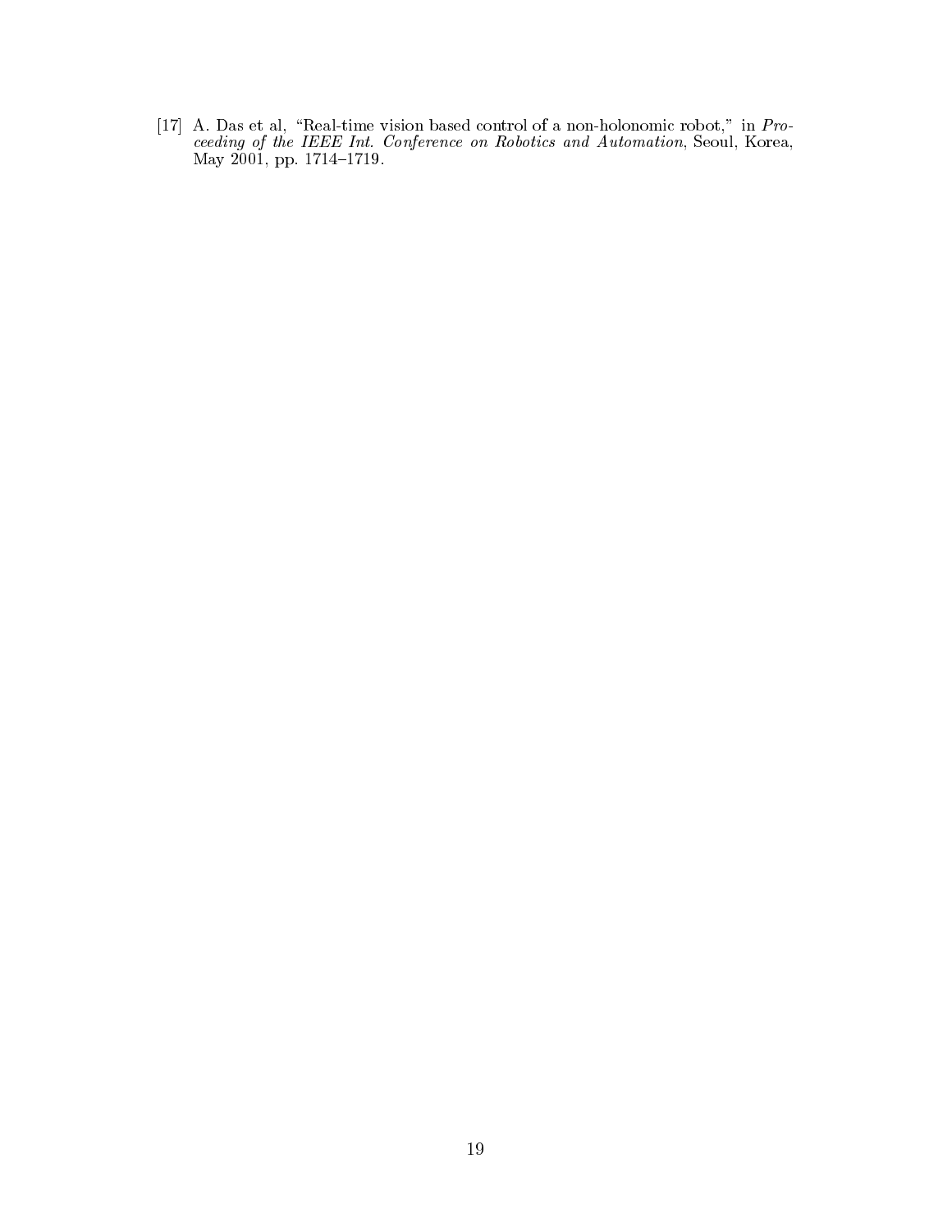[17] A. Das et al, "Real-time vision based control of a non-holonomic robot," in *Proceeding of the IEEE Int. Conference on Robotics and Automation*, Seoul, Korea, May 2001, pp. 1714–1719.